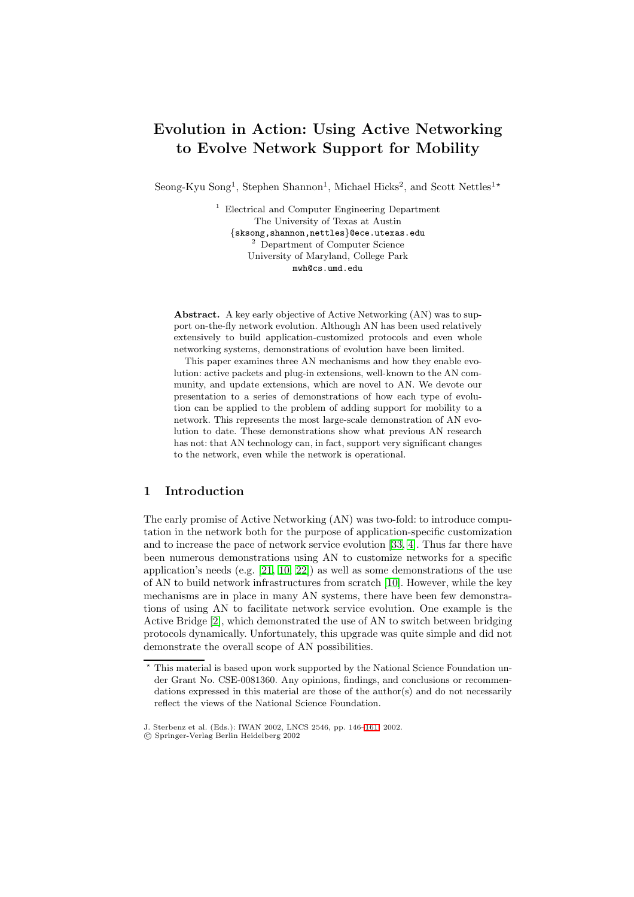# Evolution in Action: Using Active Networking to Evolve Network Support for Mobility

Seong-Kyu Song[1], Stephen Shannon[1], Michael Hicks[2], and Scott Nettles[1]*

[1] Electrical and Computer Engineering Department
The University of Texas at Austin
{sksong,shannon,nettles}@ece.utexas.edu

[2] Department of Computer Science
University of Maryland, College Park
mwh@cs.umd.edu

**Abstract.** A key early objective of Active Networking (AN) was to support on-the-fly network evolution. Although AN has been used relatively extensively to build application-customized protocols and even whole networking systems, demonstrations of evolution have been limited.

This paper examines three AN mechanisms and how they enable evolution: active packets and plug-in extensions, well-known to the AN community, and update extensions, which are novel to AN. We devote our presentation to a series of demonstrations of how each type of evolution can be applied to the problem of adding support for mobility to a network. This represents the most large-scale demonstration of AN evolution to date. These demonstrations show what previous AN research has not: that AN technology can, in fact, support very significant changes to the network, even while the network is operational.

## 1 Introduction

The early promise of Active Networking (AN) was two-fold: to introduce computation in the network both for the purpose of application-specific customization and to increase the pace of network service evolution [33, 4]. Thus far there have been numerous demonstrations using AN to customize networks for a specific application's needs (e.g. [21, 10, 22]) as well as some demonstrations of the use of AN to build network infrastructures from scratch [10]. However, while the key mechanisms are in place in many AN systems, there have been few demonstrations of using AN to facilitate network service evolution. One example is the Active Bridge [2], which demonstrated the use of AN to switch between bridging protocols dynamically. Unfortunately, this upgrade was quite simple and did not demonstrate the overall scope of AN possibilities.

* This material is based upon work supported by the National Science Foundation under Grant No. CSE-0081360. Any opinions, findings, and conclusions or recommendations expressed in this material are those of the author(s) and do not necessarily reflect the views of the National Science Foundation.

J. Sterbenz et al. (Eds.): IWAN 2002, LNCS 2546, pp. 146–161, 2002.
© Springer-Verlag Berlin Heidelberg 2002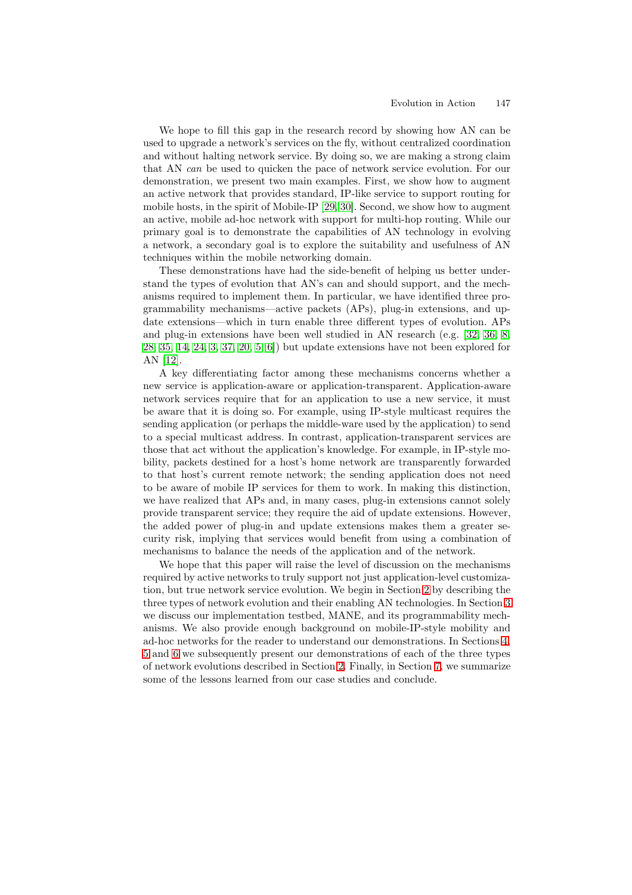We hope to fill this gap in the research record by showing how AN can be used to upgrade a network's services on the fly, without centralized coordination and without halting network service. By doing so, we are making a strong claim that AN *can* be used to quicken the pace of network service evolution. For our demonstration, we present two main examples. First, we show how to augment an active network that provides standard, IP-like service to support routing for mobile hosts, in the spirit of Mobile-IP [29, 30]. Second, we show how to augment an active, mobile ad-hoc network with support for multi-hop routing. While our primary goal is to demonstrate the capabilities of AN technology in evolving a network, a secondary goal is to explore the suitability and usefulness of AN techniques within the mobile networking domain.

These demonstrations have had the side-benefit of helping us better understand the types of evolution that AN's can and should support, and the mechanisms required to implement them. In particular, we have identified three programmability mechanisms—active packets (APs), plug-in extensions, and update extensions—which in turn enable three different types of evolution. APs and plug-in extensions have been well studied in AN research (e.g. [32, 36, 8, 28, 35, 14, 24, 3, 37, 20, 5, 6]) but update extensions have not been explored for AN [12].

A key differentiating factor among these mechanisms concerns whether a new service is application-aware or application-transparent. Application-aware network services require that for an application to use a new service, it must be aware that it is doing so. For example, using IP-style multicast requires the sending application (or perhaps the middle-ware used by the application) to send to a special multicast address. In contrast, application-transparent services are those that act without the application's knowledge. For example, in IP-style mobility, packets destined for a host's home network are transparently forwarded to that host's current remote network; the sending application does not need to be aware of mobile IP services for them to work. In making this distinction, we have realized that APs and, in many cases, plug-in extensions cannot solely provide transparent service; they require the aid of update extensions. However, the added power of plug-in and update extensions makes them a greater security risk, implying that services would benefit from using a combination of mechanisms to balance the needs of the application and of the network.

We hope that this paper will raise the level of discussion on the mechanisms required by active networks to truly support not just application-level customization, but true network service evolution. We begin in Section 2 by describing the three types of network evolution and their enabling AN technologies. In Section 3 we discuss our implementation testbed, MANE, and its programmability mechanisms. We also provide enough background on mobile-IP-style mobility and ad-hoc networks for the reader to understand our demonstrations. In Sections 4, 5 and 6 we subsequently present our demonstrations of each of the three types of network evolutions described in Section 2. Finally, in Section 7, we summarize some of the lessons learned from our case studies and conclude.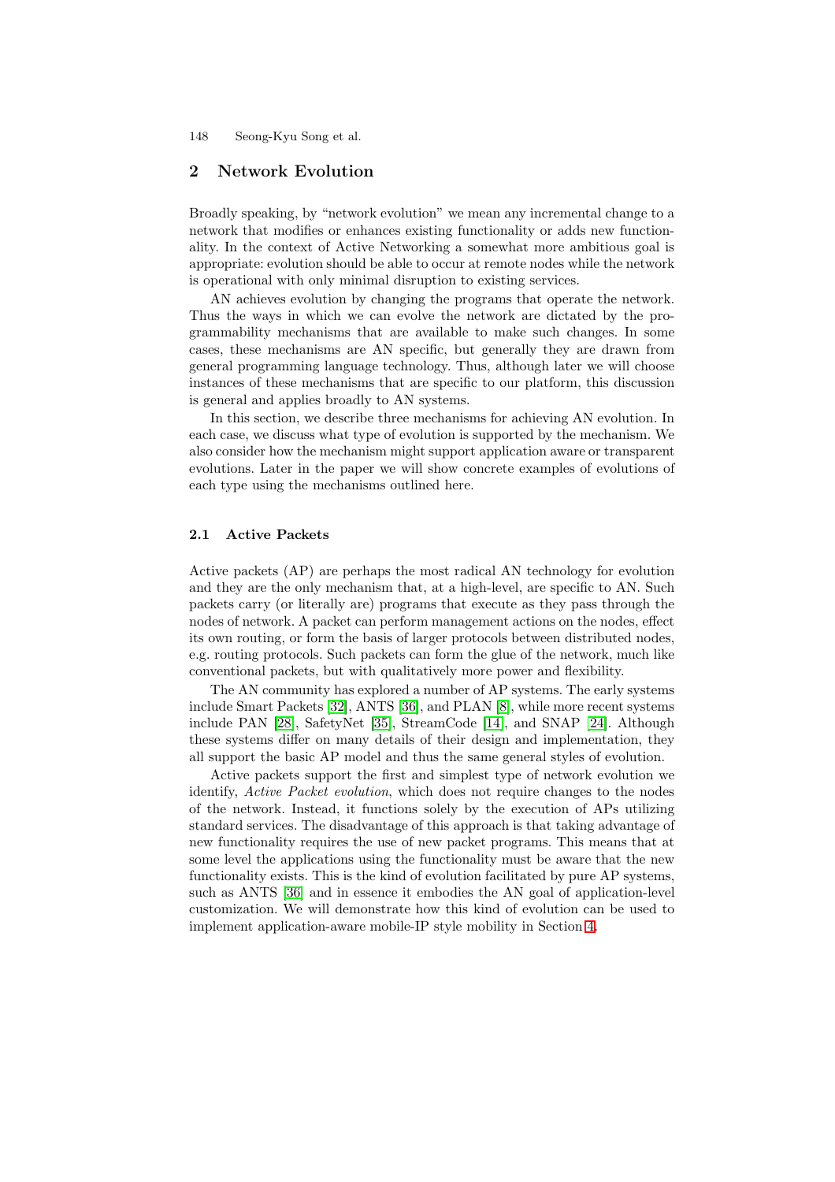## 2 Network Evolution

Broadly speaking, by "network evolution" we mean any incremental change to a network that modifies or enhances existing functionality or adds new functionality. In the context of Active Networking a somewhat more ambitious goal is appropriate: evolution should be able to occur at remote nodes while the network is operational with only minimal disruption to existing services.

AN achieves evolution by changing the programs that operate the network. Thus the ways in which we can evolve the network are dictated by the programmability mechanisms that are available to make such changes. In some cases, these mechanisms are AN specific, but generally they are drawn from general programming language technology. Thus, although later we will choose instances of these mechanisms that are specific to our platform, this discussion is general and applies broadly to AN systems.

In this section, we describe three mechanisms for achieving AN evolution. In each case, we discuss what type of evolution is supported by the mechanism. We also consider how the mechanism might support application aware or transparent evolutions. Later in the paper we will show concrete examples of evolutions of each type using the mechanisms outlined here.

### 2.1 Active Packets

Active packets (AP) are perhaps the most radical AN technology for evolution and they are the only mechanism that, at a high-level, are specific to AN. Such packets carry (or literally are) programs that execute as they pass through the nodes of network. A packet can perform management actions on the nodes, effect its own routing, or form the basis of larger protocols between distributed nodes, e.g. routing protocols. Such packets can form the glue of the network, much like conventional packets, but with qualitatively more power and flexibility.

The AN community has explored a number of AP systems. The early systems include Smart Packets [32], ANTS [36], and PLAN [8], while more recent systems include PAN [28], SafetyNet [35], StreamCode [14], and SNAP [24]. Although these systems differ on many details of their design and implementation, they all support the basic AP model and thus the same general styles of evolution.

Active packets support the first and simplest type of network evolution we identify, *Active Packet evolution*, which does not require changes to the nodes of the network. Instead, it functions solely by the execution of APs utilizing standard services. The disadvantage of this approach is that taking advantage of new functionality requires the use of new packet programs. This means that at some level the applications using the functionality must be aware that the new functionality exists. This is the kind of evolution facilitated by pure AP systems, such as ANTS [36] and in essence it embodies the AN goal of application-level customization. We will demonstrate how this kind of evolution can be used to implement application-aware mobile-IP style mobility in Section 4.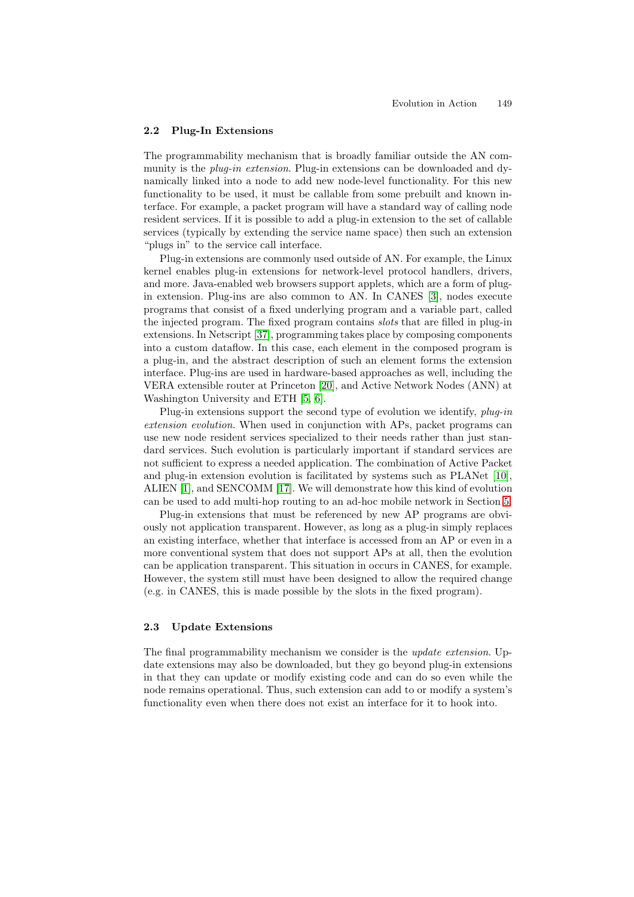### 2.2 Plug-In Extensions

The programmability mechanism that is broadly familiar outside the AN community is the *plug-in extension*. Plug-in extensions can be downloaded and dynamically linked into a node to add new node-level functionality. For this new functionality to be used, it must be callable from some prebuilt and known interface. For example, a packet program will have a standard way of calling node resident services. If it is possible to add a plug-in extension to the set of callable services (typically by extending the service name space) then such an extension "plugs in" to the service call interface.

Plug-in extensions are commonly used outside of AN. For example, the Linux kernel enables plug-in extensions for network-level protocol handlers, drivers, and more. Java-enabled web browsers support applets, which are a form of plug-in extension. Plug-ins are also common to AN. In CANES [3], nodes execute programs that consist of a fixed underlying program and a variable part, called the injected program. The fixed program contains *slots* that are filled in plug-in extensions. In Netscript [37], programming takes place by composing components into a custom dataflow. In this case, each element in the composed program is a plug-in, and the abstract description of such an element forms the extension interface. Plug-ins are used in hardware-based approaches as well, including the VERA extensible router at Princeton [20], and Active Network Nodes (ANN) at Washington University and ETH [5, 6].

Plug-in extensions support the second type of evolution we identify, *plug-in extension evolution*. When used in conjunction with APs, packet programs can use new node resident services specialized to their needs rather than just standard services. Such evolution is particularly important if standard services are not sufficient to express a needed application. The combination of Active Packet and plug-in extension evolution is facilitated by systems such as PLANet [10], ALIEN [1], and SENCOMM [17]. We will demonstrate how this kind of evolution can be used to add multi-hop routing to an ad-hoc mobile network in Section 5.

Plug-in extensions that must be referenced by new AP programs are obviously not application transparent. However, as long as a plug-in simply replaces an existing interface, whether that interface is accessed from an AP or even in a more conventional system that does not support APs at all, then the evolution can be application transparent. This situation in occurs in CANES, for example. However, the system still must have been designed to allow the required change (e.g. in CANES, this is made possible by the slots in the fixed program).

### 2.3 Update Extensions

The final programmability mechanism we consider is the *update extension*. Update extensions may also be downloaded, but they go beyond plug-in extensions in that they can update or modify existing code and can do so even while the node remains operational. Thus, such extension can add to or modify a system's functionality even when there does not exist an interface for it to hook into.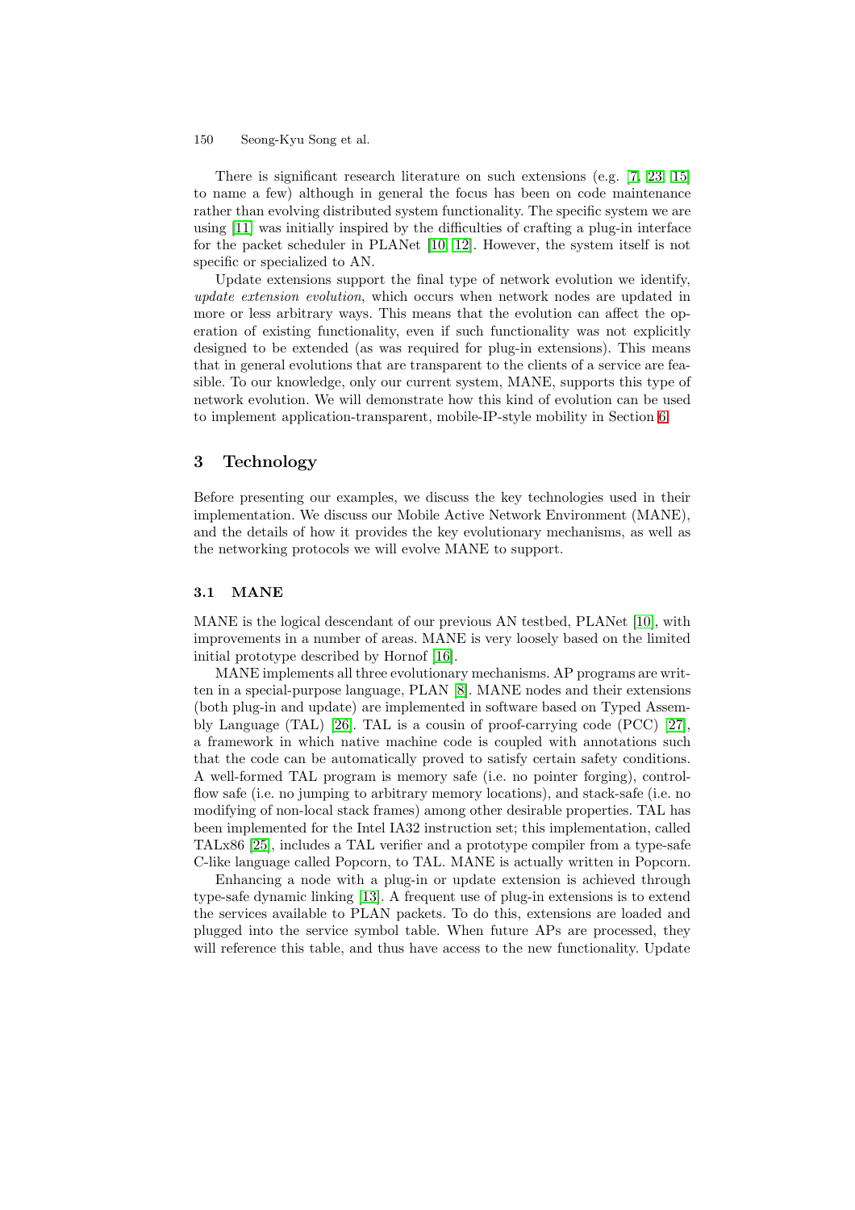There is significant research literature on such extensions (e.g. [7, 23, 15] to name a few) although in general the focus has been on code maintenance rather than evolving distributed system functionality. The specific system we are using [11] was initially inspired by the difficulties of crafting a plug-in interface for the packet scheduler in PLANet [10, 12]. However, the system itself is not specific or specialized to AN.

Update extensions support the final type of network evolution we identify, *update extension evolution*, which occurs when network nodes are updated in more or less arbitrary ways. This means that the evolution can affect the operation of existing functionality, even if such functionality was not explicitly designed to be extended (as was required for plug-in extensions). This means that in general evolutions that are transparent to the clients of a service are feasible. To our knowledge, only our current system, MANE, supports this type of network evolution. We will demonstrate how this kind of evolution can be used to implement application-transparent, mobile-IP-style mobility in Section 6.

## 3 Technology

Before presenting our examples, we discuss the key technologies used in their implementation. We discuss our Mobile Active Network Environment (MANE), and the details of how it provides the key evolutionary mechanisms, as well as the networking protocols we will evolve MANE to support.

### 3.1 MANE

MANE is the logical descendant of our previous AN testbed, PLANet [10], with improvements in a number of areas. MANE is very loosely based on the limited initial prototype described by Hornof [16].

MANE implements all three evolutionary mechanisms. AP programs are written in a special-purpose language, PLAN [8]. MANE nodes and their extensions (both plug-in and update) are implemented in software based on Typed Assembly Language (TAL) [26]. TAL is a cousin of proof-carrying code (PCC) [27], a framework in which native machine code is coupled with annotations such that the code can be automatically proved to satisfy certain safety conditions. A well-formed TAL program is memory safe (i.e. no pointer forging), control-flow safe (i.e. no jumping to arbitrary memory locations), and stack-safe (i.e. no modifying of non-local stack frames) among other desirable properties. TAL has been implemented for the Intel IA32 instruction set; this implementation, called TALx86 [25], includes a TAL verifier and a prototype compiler from a type-safe C-like language called Popcorn, to TAL. MANE is actually written in Popcorn.

Enhancing a node with a plug-in or update extension is achieved through type-safe dynamic linking [13]. A frequent use of plug-in extensions is to extend the services available to PLAN packets. To do this, extensions are loaded and plugged into the service symbol table. When future APs are processed, they will reference this table, and thus have access to the new functionality. Update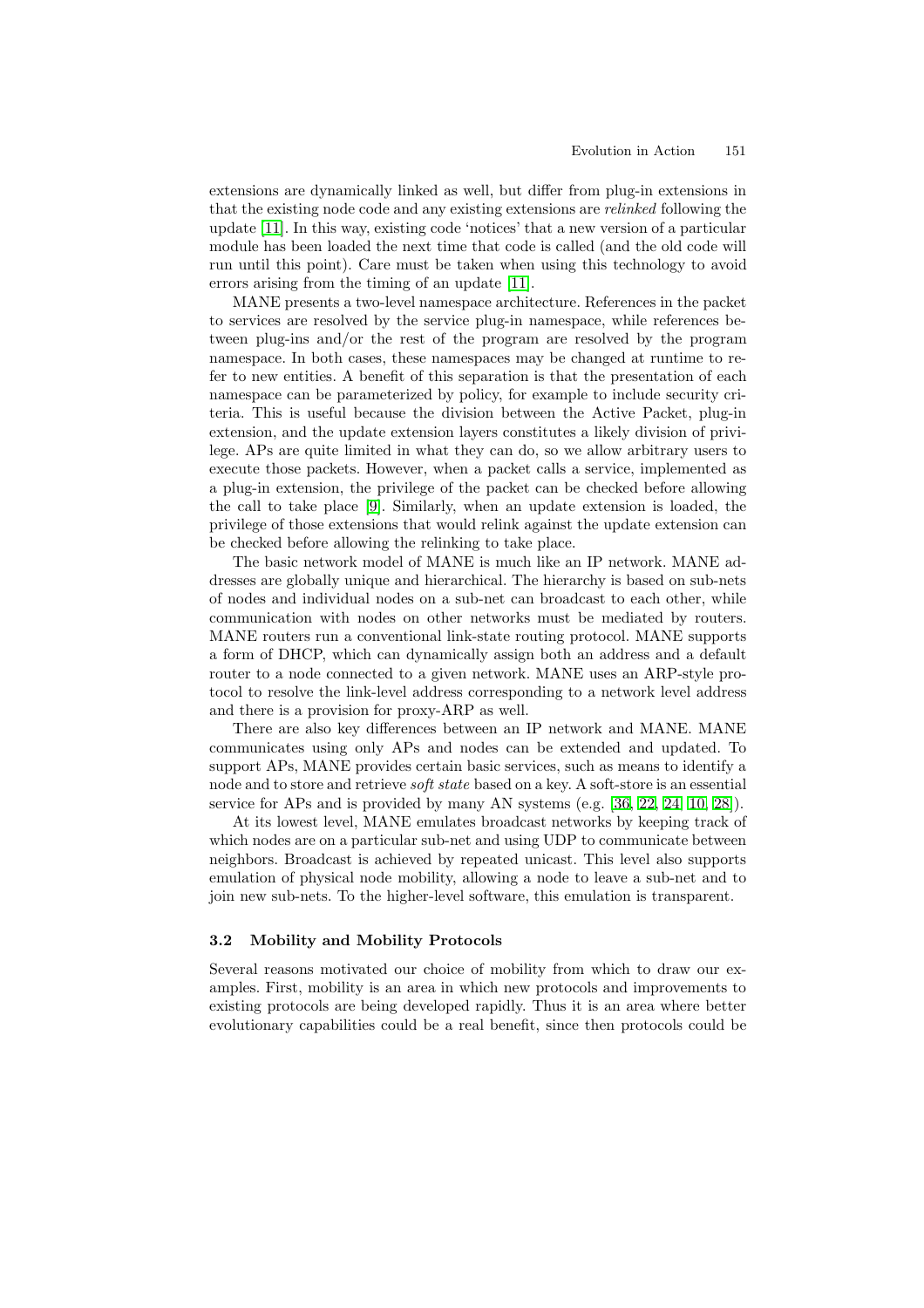extensions are dynamically linked as well, but differ from plug-in extensions in that the existing node code and any existing extensions are *relinked* following the update [11]. In this way, existing code 'notices' that a new version of a particular module has been loaded the next time that code is called (and the old code will run until this point). Care must be taken when using this technology to avoid errors arising from the timing of an update [11].

MANE presents a two-level namespace architecture. References in the packet to services are resolved by the service plug-in namespace, while references between plug-ins and/or the rest of the program are resolved by the program namespace. In both cases, these namespaces may be changed at runtime to refer to new entities. A benefit of this separation is that the presentation of each namespace can be parameterized by policy, for example to include security criteria. This is useful because the division between the Active Packet, plug-in extension, and the update extension layers constitutes a likely division of privilege. APs are quite limited in what they can do, so we allow arbitrary users to execute those packets. However, when a packet calls a service, implemented as a plug-in extension, the privilege of the packet can be checked before allowing the call to take place [9]. Similarly, when an update extension is loaded, the privilege of those extensions that would relink against the update extension can be checked before allowing the relinking to take place.

The basic network model of MANE is much like an IP network. MANE addresses are globally unique and hierarchical. The hierarchy is based on sub-nets of nodes and individual nodes on a sub-net can broadcast to each other, while communication with nodes on other networks must be mediated by routers. MANE routers run a conventional link-state routing protocol. MANE supports a form of DHCP, which can dynamically assign both an address and a default router to a node connected to a given network. MANE uses an ARP-style protocol to resolve the link-level address corresponding to a network level address and there is a provision for proxy-ARP as well.

There are also key differences between an IP network and MANE. MANE communicates using only APs and nodes can be extended and updated. To support APs, MANE provides certain basic services, such as means to identify a node and to store and retrieve *soft state* based on a key. A soft-store is an essential service for APs and is provided by many AN systems (e.g. [36, 22, 24, 10, 28]).

At its lowest level, MANE emulates broadcast networks by keeping track of which nodes are on a particular sub-net and using UDP to communicate between neighbors. Broadcast is achieved by repeated unicast. This level also supports emulation of physical node mobility, allowing a node to leave a sub-net and to join new sub-nets. To the higher-level software, this emulation is transparent.

### 3.2 Mobility and Mobility Protocols

Several reasons motivated our choice of mobility from which to draw our examples. First, mobility is an area in which new protocols and improvements to existing protocols are being developed rapidly. Thus it is an area where better evolutionary capabilities could be a real benefit, since then protocols could be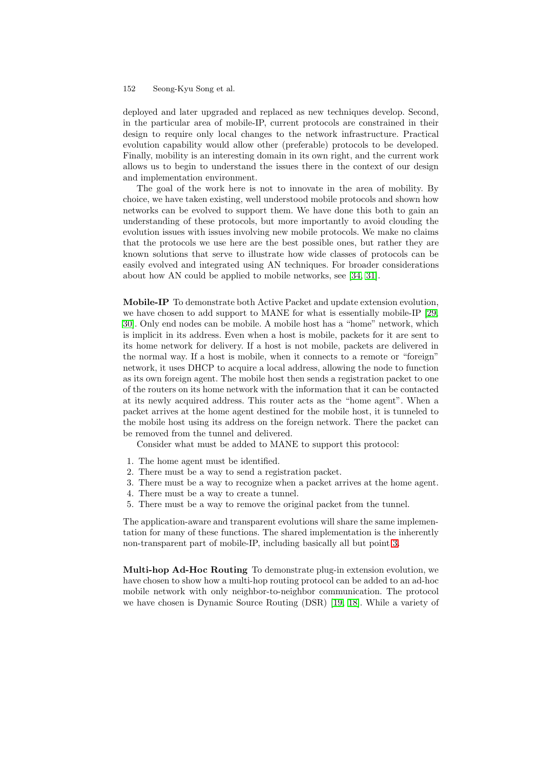deployed and later upgraded and replaced as new techniques develop. Second, in the particular area of mobile-IP, current protocols are constrained in their design to require only local changes to the network infrastructure. Practical evolution capability would allow other (preferable) protocols to be developed. Finally, mobility is an interesting domain in its own right, and the current work allows us to begin to understand the issues there in the context of our design and implementation environment.

The goal of the work here is not to innovate in the area of mobility. By choice, we have taken existing, well understood mobile protocols and shown how networks can be evolved to support them. We have done this both to gain an understanding of these protocols, but more importantly to avoid clouding the evolution issues with issues involving new mobile protocols. We make no claims that the protocols we use here are the best possible ones, but rather they are known solutions that serve to illustrate how wide classes of protocols can be easily evolved and integrated using AN techniques. For broader considerations about how AN could be applied to mobile networks, see [34, 31].

**Mobile-IP** To demonstrate both Active Packet and update extension evolution, we have chosen to add support to MANE for what is essentially mobile-IP [29, 30]. Only end nodes can be mobile. A mobile host has a "home" network, which is implicit in its address. Even when a host is mobile, packets for it are sent to its home network for delivery. If a host is not mobile, packets are delivered in the normal way. If a host is mobile, when it connects to a remote or "foreign" network, it uses DHCP to acquire a local address, allowing the node to function as its own foreign agent. The mobile host then sends a registration packet to one of the routers on its home network with the information that it can be contacted at its newly acquired address. This router acts as the "home agent". When a packet arrives at the home agent destined for the mobile host, it is tunneled to the mobile host using its address on the foreign network. There the packet can be removed from the tunnel and delivered.

Consider what must be added to MANE to support this protocol:

1. The home agent must be identified.
2. There must be a way to send a registration packet.
3. There must be a way to recognize when a packet arrives at the home agent.
4. There must be a way to create a tunnel.
5. There must be a way to remove the original packet from the tunnel.

The application-aware and transparent evolutions will share the same implementation for many of these functions. The shared implementation is the inherently non-transparent part of mobile-IP, including basically all but point 3.

**Multi-hop Ad-Hoc Routing** To demonstrate plug-in extension evolution, we have chosen to show how a multi-hop routing protocol can be added to an ad-hoc mobile network with only neighbor-to-neighbor communication. The protocol we have chosen is Dynamic Source Routing (DSR) [19, 18]. While a variety of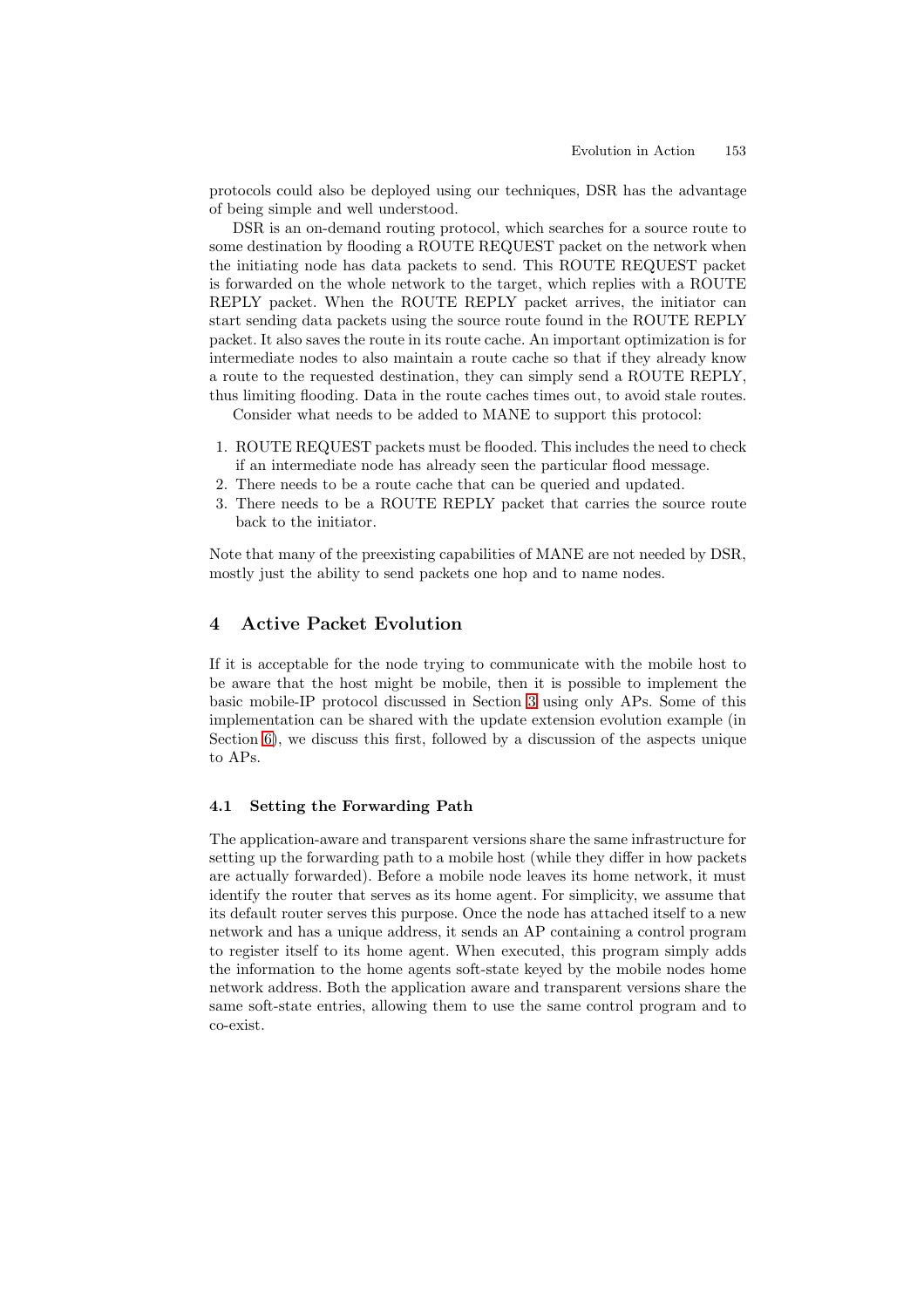protocols could also be deployed using our techniques, DSR has the advantage of being simple and well understood.

DSR is an on-demand routing protocol, which searches for a source route to some destination by flooding a ROUTE REQUEST packet on the network when the initiating node has data packets to send. This ROUTE REQUEST packet is forwarded on the whole network to the target, which replies with a ROUTE REPLY packet. When the ROUTE REPLY packet arrives, the initiator can start sending data packets using the source route found in the ROUTE REPLY packet. It also saves the route in its route cache. An important optimization is for intermediate nodes to also maintain a route cache so that if they already know a route to the requested destination, they can simply send a ROUTE REPLY, thus limiting flooding. Data in the route caches times out, to avoid stale routes.

Consider what needs to be added to MANE to support this protocol:

1. ROUTE REQUEST packets must be flooded. This includes the need to check if an intermediate node has already seen the particular flood message.
2. There needs to be a route cache that can be queried and updated.
3. There needs to be a ROUTE REPLY packet that carries the source route back to the initiator.

Note that many of the preexisting capabilities of MANE are not needed by DSR, mostly just the ability to send packets one hop and to name nodes.

## 4 Active Packet Evolution

If it is acceptable for the node trying to communicate with the mobile host to be aware that the host might be mobile, then it is possible to implement the basic mobile-IP protocol discussed in Section 3 using only APs. Some of this implementation can be shared with the update extension evolution example (in Section 6), we discuss this first, followed by a discussion of the aspects unique to APs.

### 4.1 Setting the Forwarding Path

The application-aware and transparent versions share the same infrastructure for setting up the forwarding path to a mobile host (while they differ in how packets are actually forwarded). Before a mobile node leaves its home network, it must identify the router that serves as its home agent. For simplicity, we assume that its default router serves this purpose. Once the node has attached itself to a new network and has a unique address, it sends an AP containing a control program to register itself to its home agent. When executed, this program simply adds the information to the home agents soft-state keyed by the mobile nodes home network address. Both the application aware and transparent versions share the same soft-state entries, allowing them to use the same control program and to co-exist.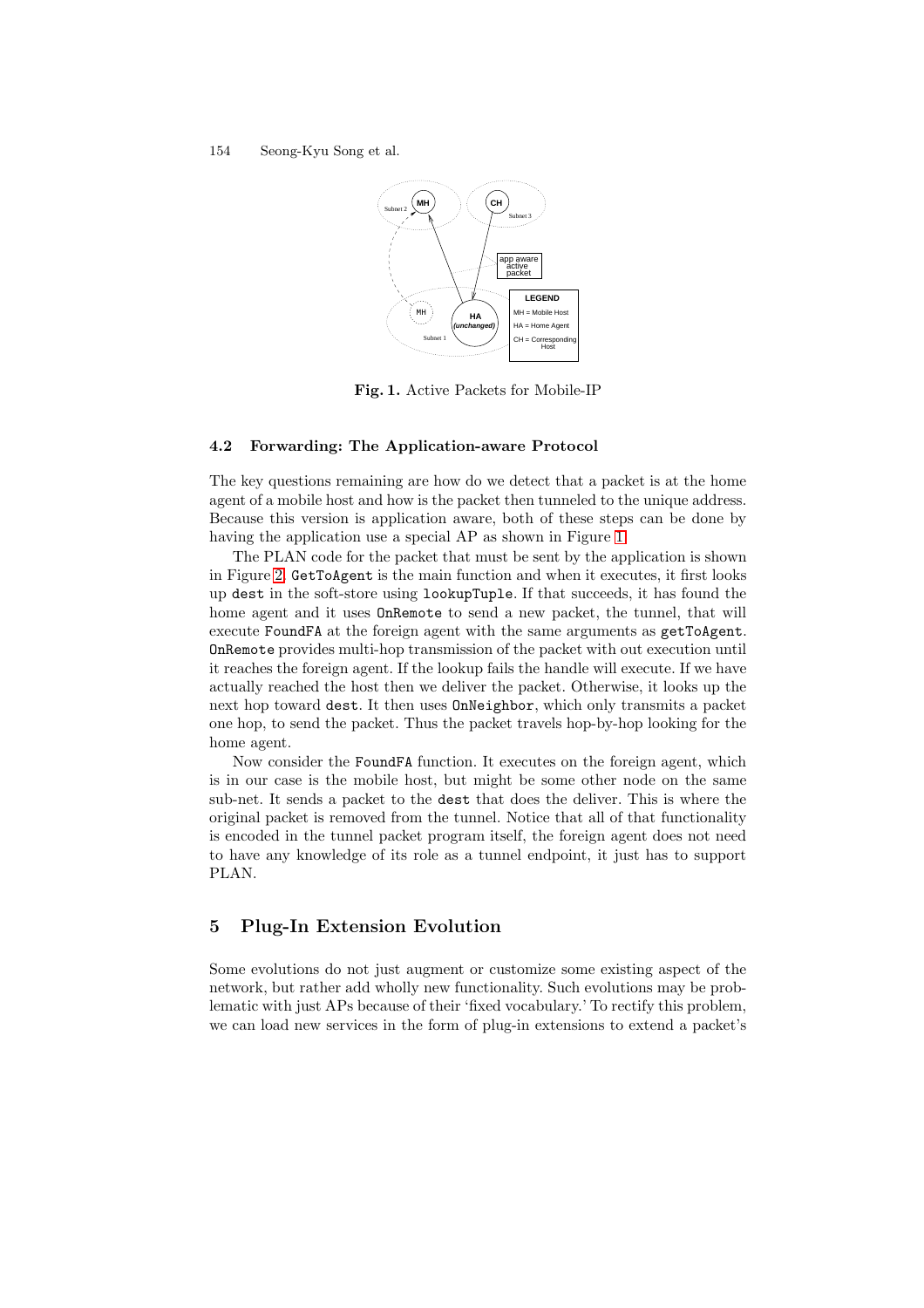**Fig. 1.** Active Packets for Mobile-IP

### 4.2 Forwarding: The Application-aware Protocol

The key questions remaining are how do we detect that a packet is at the home agent of a mobile host and how is the packet then tunneled to the unique address. Because this version is application aware, both of these steps can be done by having the application use a special AP as shown in Figure 1.

The PLAN code for the packet that must be sent by the application is shown in Figure 2. `GetToAgent` is the main function and when it executes, it first looks up `dest` in the soft-store using `lookupTuple`. If that succeeds, it has found the home agent and it uses `OnRemote` to send a new packet, the tunnel, that will execute `FoundFA` at the foreign agent with the same arguments as `getToAgent`. `OnRemote` provides multi-hop transmission of the packet with out execution until it reaches the foreign agent. If the lookup fails the handle will execute. If we have actually reached the host then we deliver the packet. Otherwise, it looks up the next hop toward `dest`. It then uses `OnNeighbor`, which only transmits a packet one hop, to send the packet. Thus the packet travels hop-by-hop looking for the home agent.

Now consider the `FoundFA` function. It executes on the foreign agent, which is in our case is the mobile host, but might be some other node on the same sub-net. It sends a packet to the `dest` that does the deliver. This is where the original packet is removed from the tunnel. Notice that all of that functionality is encoded in the tunnel packet program itself, the foreign agent does not need to have any knowledge of its role as a tunnel endpoint, it just has to support PLAN.

## 5 Plug-In Extension Evolution

Some evolutions do not just augment or customize some existing aspect of the network, but rather add wholly new functionality. Such evolutions may be problematic with just APs because of their 'fixed vocabulary.' To rectify this problem, we can load new services in the form of plug-in extensions to extend a packet's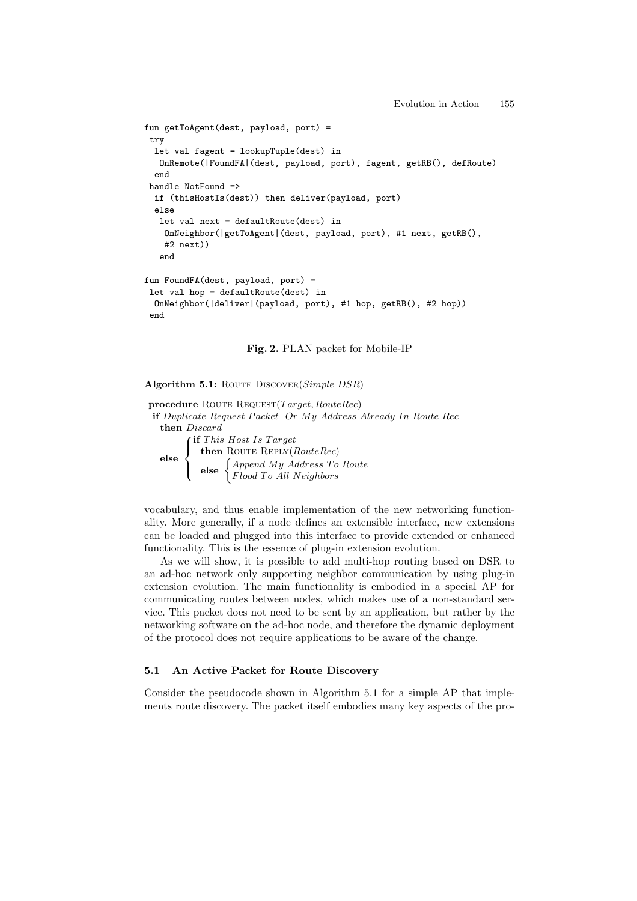```
fun getToAgent(dest, payload, port) =
 try
  let val fagent = lookupTuple(dest) in
   OnRemote(|FoundFA|(dest, payload, port), fagent, getRB(), defRoute)
  end
 handle NotFound =>
  if (thisHostIs(dest)) then deliver(payload, port)
  else
   let val next = defaultRoute(dest) in
    OnNeighbor(|getToAgent|(dest, payload, port), #1 next, getRB(),
    #2 next))
   end

fun FoundFA(dest, payload, port) =
 let val hop = defaultRoute(dest) in
  OnNeighbor(|deliver|(payload, port), #1 hop, getRB(), #2 hop))
 end
```

**Fig. 2.** PLAN packet for Mobile-IP

**Algorithm 5.1:** ROUTE DISCOVER(*Simple DSR*)

**procedure** ROUTE REQUEST(*Target*, *RouteRec*)
 **if** *Duplicate Request Packet Or My Address Already In Route Rec*
  **then** *Discard*
  **else**
   **if** *This Host Is Target*
    **then** ROUTE REPLY(*RouteRec*)
    **else**
     *Append My Address To Route*
     *Flood To All Neighbors*

vocabulary, and thus enable implementation of the new networking functionality. More generally, if a node defines an extensible interface, new extensions can be loaded and plugged into this interface to provide extended or enhanced functionality. This is the essence of plug-in extension evolution.

As we will show, it is possible to add multi-hop routing based on DSR to an ad-hoc network only supporting neighbor communication by using plug-in extension evolution. The main functionality is embodied in a special AP for communicating routes between nodes, which makes use of a non-standard service. This packet does not need to be sent by an application, but rather by the networking software on the ad-hoc node, and therefore the dynamic deployment of the protocol does not require applications to be aware of the change.

### 5.1 An Active Packet for Route Discovery

Consider the pseudocode shown in Algorithm 5.1 for a simple AP that implements route discovery. The packet itself embodies many key aspects of the pro-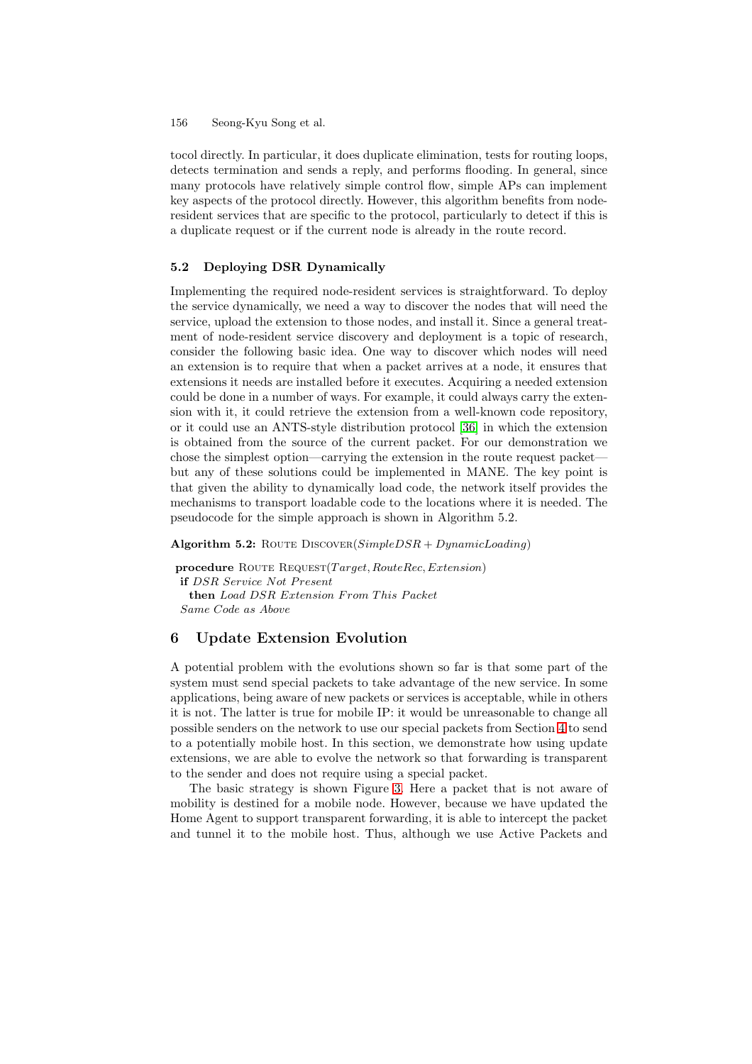tocol directly. In particular, it does duplicate elimination, tests for routing loops, detects termination and sends a reply, and performs flooding. In general, since many protocols have relatively simple control flow, simple APs can implement key aspects of the protocol directly. However, this algorithm benefits from node-resident services that are specific to the protocol, particularly to detect if this is a duplicate request or if the current node is already in the route record.

### 5.2 Deploying DSR Dynamically

Implementing the required node-resident services is straightforward. To deploy the service dynamically, we need a way to discover the nodes that will need the service, upload the extension to those nodes, and install it. Since a general treatment of node-resident service discovery and deployment is a topic of research, consider the following basic idea. One way to discover which nodes will need an extension is to require that when a packet arrives at a node, it ensures that extensions it needs are installed before it executes. Acquiring a needed extension could be done in a number of ways. For example, it could always carry the extension with it, it could retrieve the extension from a well-known code repository, or it could use an ANTS-style distribution protocol [36] in which the extension is obtained from the source of the current packet. For our demonstration we chose the simplest option—carrying the extension in the route request packet—but any of these solutions could be implemented in MANE. The key point is that given the ability to dynamically load code, the network itself provides the mechanisms to transport loadable code to the locations where it is needed. The pseudocode for the simple approach is shown in Algorithm 5.2.

**Algorithm 5.2:** Route Discover($SimpleDSR + DynamicLoading$)

**procedure** Route Request($Target, RouteRec, Extension$)
 **if** *DSR Service Not Present*
  **then** *Load DSR Extension From This Packet*
 *Same Code as Above*

## 6 Update Extension Evolution

A potential problem with the evolutions shown so far is that some part of the system must send special packets to take advantage of the new service. In some applications, being aware of new packets or services is acceptable, while in others it is not. The latter is true for mobile IP: it would be unreasonable to change all possible senders on the network to use our special packets from Section 4 to send to a potentially mobile host. In this section, we demonstrate how using update extensions, we are able to evolve the network so that forwarding is transparent to the sender and does not require using a special packet.

The basic strategy is shown Figure 3. Here a packet that is not aware of mobility is destined for a mobile node. However, because we have updated the Home Agent to support transparent forwarding, it is able to intercept the packet and tunnel it to the mobile host. Thus, although we use Active Packets and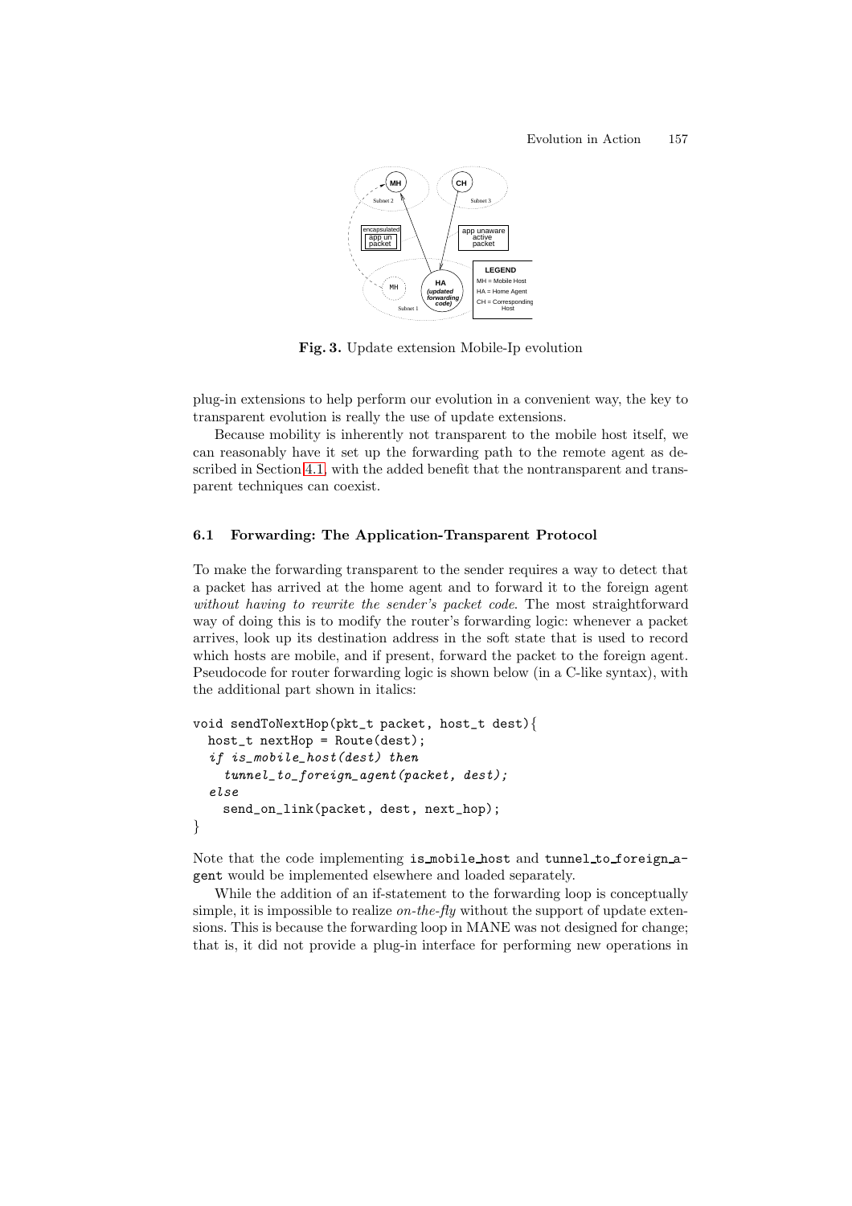**Fig. 3.** Update extension Mobile-Ip evolution

plug-in extensions to help perform our evolution in a convenient way, the key to transparent evolution is really the use of update extensions.

Because mobility is inherently not transparent to the mobile host itself, we can reasonably have it set up the forwarding path to the remote agent as described in Section 4.1, with the added benefit that the nontransparent and transparent techniques can coexist.

### 6.1 Forwarding: The Application-Transparent Protocol

To make the forwarding transparent to the sender requires a way to detect that a packet has arrived at the home agent and to forward it to the foreign agent *without having to rewrite the sender's packet code*. The most straightforward way of doing this is to modify the router's forwarding logic: whenever a packet arrives, look up its destination address in the soft state that is used to record which hosts are mobile, and if present, forward the packet to the foreign agent. Pseudocode for router forwarding logic is shown below (in a C-like syntax), with the additional part shown in italics:

```
void sendToNextHop(pkt_t packet, host_t dest){
  host_t nextHop = Route(dest);
  if is_mobile_host(dest) then
    tunnel_to_foreign_agent(packet, dest);
  else
    send_on_link(packet, dest, next_hop);
}
```

Note that the code implementing `is_mobile_host` and `tunnel_to_foreign_agent` would be implemented elsewhere and loaded separately.

While the addition of an if-statement to the forwarding loop is conceptually simple, it is impossible to realize *on-the-fly* without the support of update extensions. This is because the forwarding loop in MANE was not designed for change; that is, it did not provide a plug-in interface for performing new operations in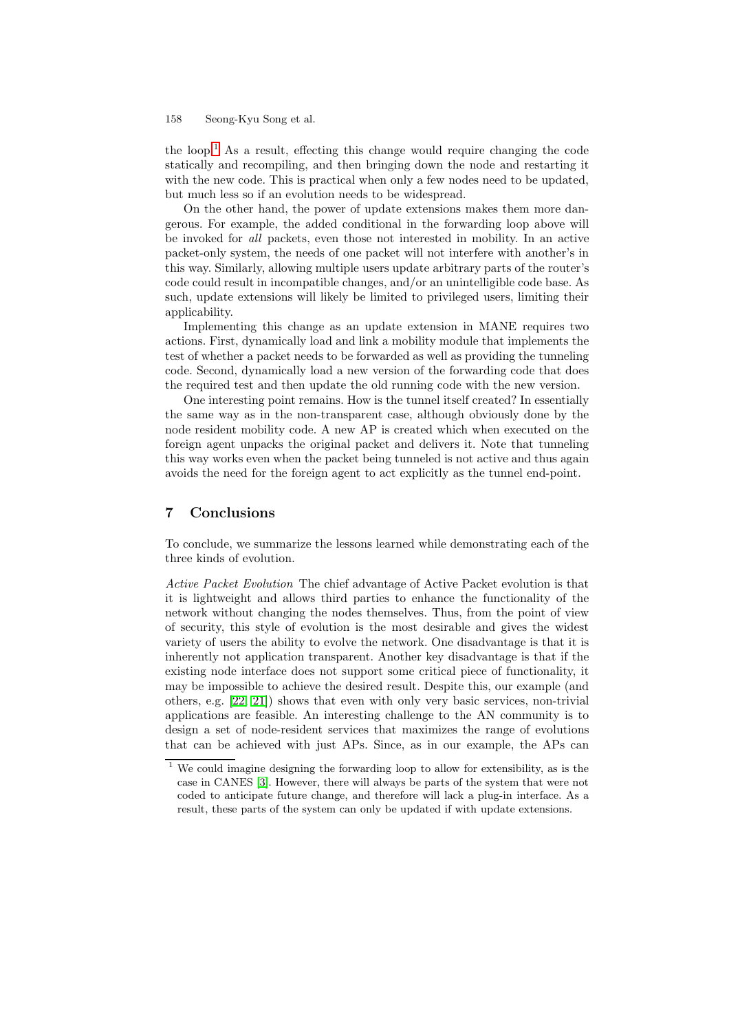the loop.[1] As a result, effecting this change would require changing the code statically and recompiling, and then bringing down the node and restarting it with the new code. This is practical when only a few nodes need to be updated, but much less so if an evolution needs to be widespread.

On the other hand, the power of update extensions makes them more dangerous. For example, the added conditional in the forwarding loop above will be invoked for *all* packets, even those not interested in mobility. In an active packet-only system, the needs of one packet will not interfere with another's in this way. Similarly, allowing multiple users update arbitrary parts of the router's code could result in incompatible changes, and/or an unintelligible code base. As such, update extensions will likely be limited to privileged users, limiting their applicability.

Implementing this change as an update extension in MANE requires two actions. First, dynamically load and link a mobility module that implements the test of whether a packet needs to be forwarded as well as providing the tunneling code. Second, dynamically load a new version of the forwarding code that does the required test and then update the old running code with the new version.

One interesting point remains. How is the tunnel itself created? In essentially the same way as in the non-transparent case, although obviously done by the node resident mobility code. A new AP is created which when executed on the foreign agent unpacks the original packet and delivers it. Note that tunneling this way works even when the packet being tunneled is not active and thus again avoids the need for the foreign agent to act explicitly as the tunnel end-point.

## 7 Conclusions

To conclude, we summarize the lessons learned while demonstrating each of the three kinds of evolution.

*Active Packet Evolution* The chief advantage of Active Packet evolution is that it is lightweight and allows third parties to enhance the functionality of the network without changing the nodes themselves. Thus, from the point of view of security, this style of evolution is the most desirable and gives the widest variety of users the ability to evolve the network. One disadvantage is that it is inherently not application transparent. Another key disadvantage is that if the existing node interface does not support some critical piece of functionality, it may be impossible to achieve the desired result. Despite this, our example (and others, e.g. [22, 21]) shows that even with only very basic services, non-trivial applications are feasible. An interesting challenge to the AN community is to design a set of node-resident services that maximizes the range of evolutions that can be achieved with just APs. Since, as in our example, the APs can

[1] We could imagine designing the forwarding loop to allow for extensibility, as is the case in CANES [3]. However, there will always be parts of the system that were not coded to anticipate future change, and therefore will lack a plug-in interface. As a result, these parts of the system can only be updated if with update extensions.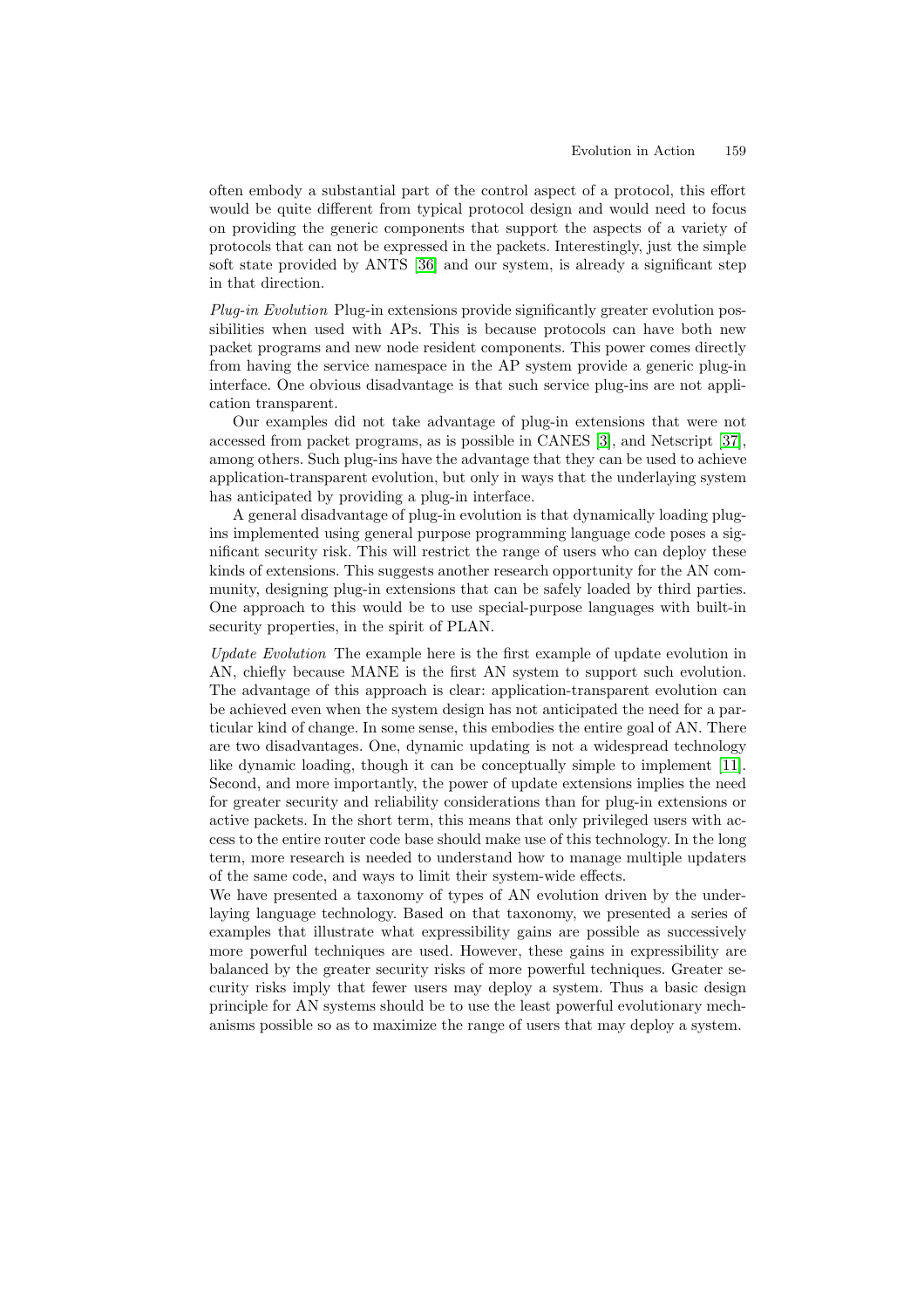often embody a substantial part of the control aspect of a protocol, this effort would be quite different from typical protocol design and would need to focus on providing the generic components that support the aspects of a variety of protocols that can not be expressed in the packets. Interestingly, just the simple soft state provided by ANTS [36] and our system, is already a significant step in that direction.

*Plug-in Evolution* Plug-in extensions provide significantly greater evolution possibilities when used with APs. This is because protocols can have both new packet programs and new node resident components. This power comes directly from having the service namespace in the AP system provide a generic plug-in interface. One obvious disadvantage is that such service plug-ins are not application transparent.

Our examples did not take advantage of plug-in extensions that were not accessed from packet programs, as is possible in CANES [3], and Netscript [37], among others. Such plug-ins have the advantage that they can be used to achieve application-transparent evolution, but only in ways that the underlaying system has anticipated by providing a plug-in interface.

A general disadvantage of plug-in evolution is that dynamically loading plug-ins implemented using general purpose programming language code poses a significant security risk. This will restrict the range of users who can deploy these kinds of extensions. This suggests another research opportunity for the AN community, designing plug-in extensions that can be safely loaded by third parties. One approach to this would be to use special-purpose languages with built-in security properties, in the spirit of PLAN.

*Update Evolution* The example here is the first example of update evolution in AN, chiefly because MANE is the first AN system to support such evolution. The advantage of this approach is clear: application-transparent evolution can be achieved even when the system design has not anticipated the need for a particular kind of change. In some sense, this embodies the entire goal of AN. There are two disadvantages. One, dynamic updating is not a widespread technology like dynamic loading, though it can be conceptually simple to implement [11]. Second, and more importantly, the power of update extensions implies the need for greater security and reliability considerations than for plug-in extensions or active packets. In the short term, this means that only privileged users with access to the entire router code base should make use of this technology. In the long term, more research is needed to understand how to manage multiple updaters of the same code, and ways to limit their system-wide effects.

We have presented a taxonomy of types of AN evolution driven by the underlaying language technology. Based on that taxonomy, we presented a series of examples that illustrate what expressibility gains are possible as successively more powerful techniques are used. However, these gains in expressibility are balanced by the greater security risks of more powerful techniques. Greater security risks imply that fewer users may deploy a system. Thus a basic design principle for AN systems should be to use the least powerful evolutionary mechanisms possible so as to maximize the range of users that may deploy a system.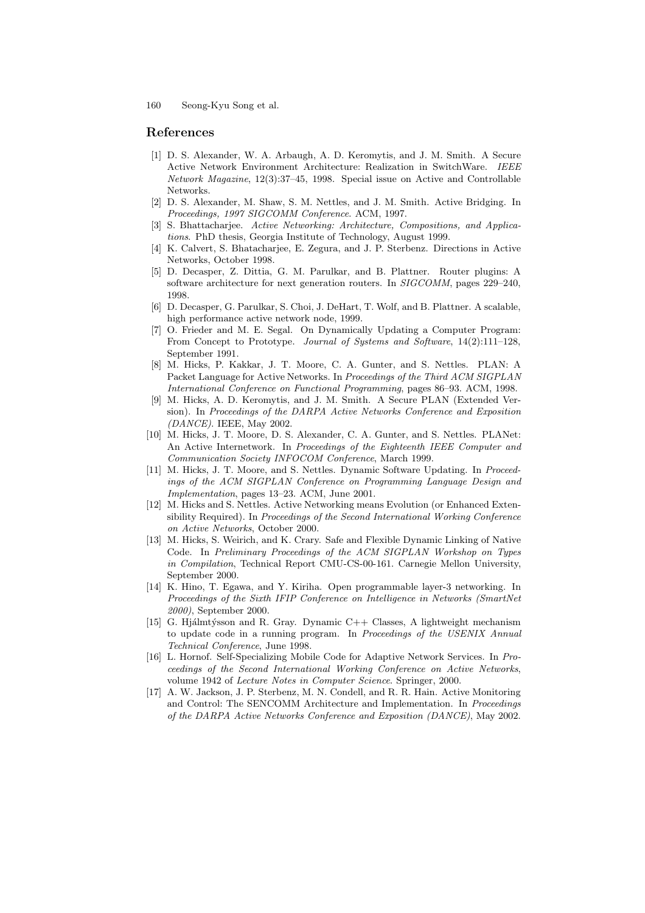## References

[1] D. S. Alexander, W. A. Arbaugh, A. D. Keromytis, and J. M. Smith. A Secure Active Network Environment Architecture: Realization in SwitchWare. *IEEE Network Magazine*, 12(3):37–45, 1998. Special issue on Active and Controllable Networks.

[2] D. S. Alexander, M. Shaw, S. M. Nettles, and J. M. Smith. Active Bridging. In *Proceedings, 1997 SIGCOMM Conference*. ACM, 1997.

[3] S. Bhattacharjee. *Active Networking: Architecture, Compositions, and Applications*. PhD thesis, Georgia Institute of Technology, August 1999.

[4] K. Calvert, S. Bhatacharjee, E. Zegura, and J. P. Sterbenz. Directions in Active Networks, October 1998.

[5] D. Decasper, Z. Dittia, G. M. Parulkar, and B. Plattner. Router plugins: A software architecture for next generation routers. In *SIGCOMM*, pages 229–240, 1998.

[6] D. Decasper, G. Parulkar, S. Choi, J. DeHart, T. Wolf, and B. Plattner. A scalable, high performance active network node, 1999.

[7] O. Frieder and M. E. Segal. On Dynamically Updating a Computer Program: From Concept to Prototype. *Journal of Systems and Software*, 14(2):111–128, September 1991.

[8] M. Hicks, P. Kakkar, J. T. Moore, C. A. Gunter, and S. Nettles. PLAN: A Packet Language for Active Networks. In *Proceedings of the Third ACM SIGPLAN International Conference on Functional Programming*, pages 86–93. ACM, 1998.

[9] M. Hicks, A. D. Keromytis, and J. M. Smith. A Secure PLAN (Extended Version). In *Proceedings of the DARPA Active Networks Conference and Exposition (DANCE)*. IEEE, May 2002.

[10] M. Hicks, J. T. Moore, D. S. Alexander, C. A. Gunter, and S. Nettles. PLANet: An Active Internetwork. In *Proceedings of the Eighteenth IEEE Computer and Communication Society INFOCOM Conference*, March 1999.

[11] M. Hicks, J. T. Moore, and S. Nettles. Dynamic Software Updating. In *Proceedings of the ACM SIGPLAN Conference on Programming Language Design and Implementation*, pages 13–23. ACM, June 2001.

[12] M. Hicks and S. Nettles. Active Networking means Evolution (or Enhanced Extensibility Required). In *Proceedings of the Second International Working Conference on Active Networks*, October 2000.

[13] M. Hicks, S. Weirich, and K. Crary. Safe and Flexible Dynamic Linking of Native Code. In *Preliminary Proceedings of the ACM SIGPLAN Workshop on Types in Compilation*, Technical Report CMU-CS-00-161. Carnegie Mellon University, September 2000.

[14] K. Hino, T. Egawa, and Y. Kiriha. Open programmable layer-3 networking. In *Proceedings of the Sixth IFIP Conference on Intelligence in Networks (SmartNet 2000)*, September 2000.

[15] G. Hjálmtýsson and R. Gray. Dynamic C++ Classes, A lightweight mechanism to update code in a running program. In *Proceedings of the USENIX Annual Technical Conference*, June 1998.

[16] L. Hornof. Self-Specializing Mobile Code for Adaptive Network Services. In *Proceedings of the Second International Working Conference on Active Networks*, volume 1942 of *Lecture Notes in Computer Science*. Springer, 2000.

[17] A. W. Jackson, J. P. Sterbenz, M. N. Condell, and R. R. Hain. Active Monitoring and Control: The SENCOMM Architecture and Implementation. In *Proceedings of the DARPA Active Networks Conference and Exposition (DANCE)*, May 2002.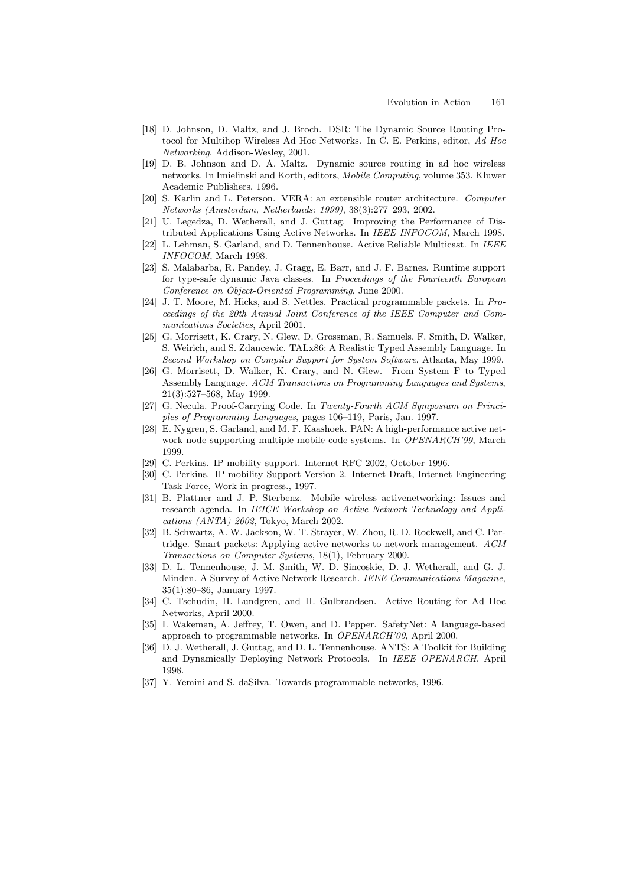[18] D. Johnson, D. Maltz, and J. Broch. DSR: The Dynamic Source Routing Protocol for Multihop Wireless Ad Hoc Networks. In C. E. Perkins, editor, *Ad Hoc Networking*. Addison-Wesley, 2001.

[19] D. B. Johnson and D. A. Maltz. Dynamic source routing in ad hoc wireless networks. In Imielinski and Korth, editors, *Mobile Computing*, volume 353. Kluwer Academic Publishers, 1996.

[20] S. Karlin and L. Peterson. VERA: an extensible router architecture. *Computer Networks (Amsterdam, Netherlands: 1999)*, 38(3):277–293, 2002.

[21] U. Legedza, D. Wetherall, and J. Guttag. Improving the Performance of Distributed Applications Using Active Networks. In *IEEE INFOCOM*, March 1998.

[22] L. Lehman, S. Garland, and D. Tennenhouse. Active Reliable Multicast. In *IEEE INFOCOM*, March 1998.

[23] S. Malabarba, R. Pandey, J. Gragg, E. Barr, and J. F. Barnes. Runtime support for type-safe dynamic Java classes. In *Proceedings of the Fourteenth European Conference on Object-Oriented Programming*, June 2000.

[24] J. T. Moore, M. Hicks, and S. Nettles. Practical programmable packets. In *Proceedings of the 20th Annual Joint Conference of the IEEE Computer and Communications Societies*, April 2001.

[25] G. Morrisett, K. Crary, N. Glew, D. Grossman, R. Samuels, F. Smith, D. Walker, S. Weirich, and S. Zdancewic. TALx86: A Realistic Typed Assembly Language. In *Second Workshop on Compiler Support for System Software*, Atlanta, May 1999.

[26] G. Morrisett, D. Walker, K. Crary, and N. Glew. From System F to Typed Assembly Language. *ACM Transactions on Programming Languages and Systems*, 21(3):527–568, May 1999.

[27] G. Necula. Proof-Carrying Code. In *Twenty-Fourth ACM Symposium on Principles of Programming Languages*, pages 106–119, Paris, Jan. 1997.

[28] E. Nygren, S. Garland, and M. F. Kaashoek. PAN: A high-performance active network node supporting multiple mobile code systems. In *OPENARCH'99*, March 1999.

[29] C. Perkins. IP mobility support. Internet RFC 2002, October 1996.

[30] C. Perkins. IP mobility Support Version 2. Internet Draft, Internet Engineering Task Force, Work in progress., 1997.

[31] B. Plattner and J. P. Sterbenz. Mobile wireless activenetworking: Issues and research agenda. In *IEICE Workshop on Active Network Technology and Applications (ANTA) 2002*, Tokyo, March 2002.

[32] B. Schwartz, A. W. Jackson, W. T. Strayer, W. Zhou, R. D. Rockwell, and C. Partridge. Smart packets: Applying active networks to network management. *ACM Transactions on Computer Systems*, 18(1), February 2000.

[33] D. L. Tennenhouse, J. M. Smith, W. D. Sincoskie, D. J. Wetherall, and G. J. Minden. A Survey of Active Network Research. *IEEE Communications Magazine*, 35(1):80–86, January 1997.

[34] C. Tschudin, H. Lundgren, and H. Gulbrandsen. Active Routing for Ad Hoc Networks, April 2000.

[35] I. Wakeman, A. Jeffrey, T. Owen, and D. Pepper. SafetyNet: A language-based approach to programmable networks. In *OPENARCH'00*, April 2000.

[36] D. J. Wetherall, J. Guttag, and D. L. Tennenhouse. ANTS: A Toolkit for Building and Dynamically Deploying Network Protocols. In *IEEE OPENARCH*, April 1998.

[37] Y. Yemini and S. daSilva. Towards programmable networks, 1996.